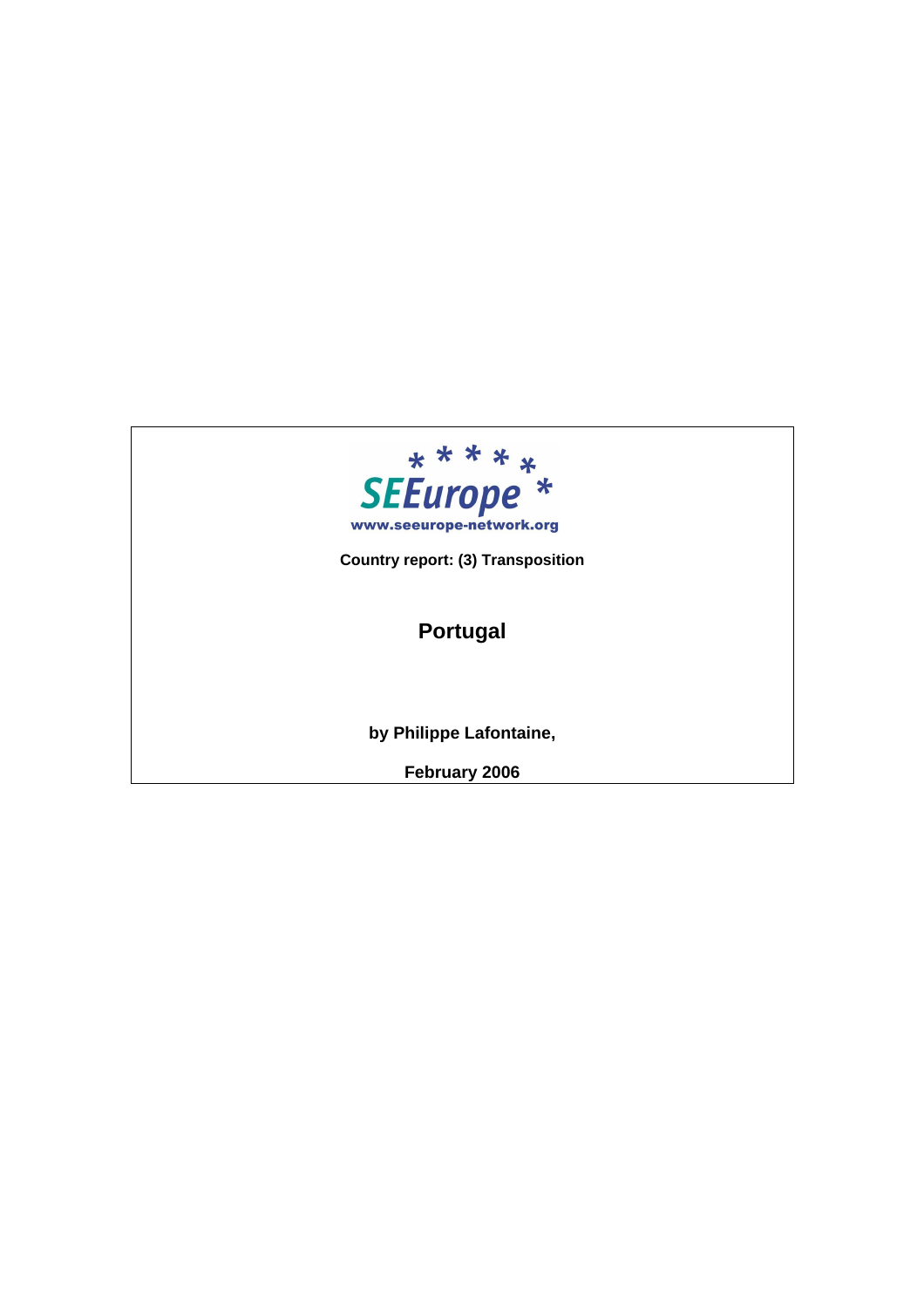SEEurope

www.seeurope-network.org

**Country report: (3) Transposition**

# Portugal

**by Philippe Lafontaine,**

**February 2006**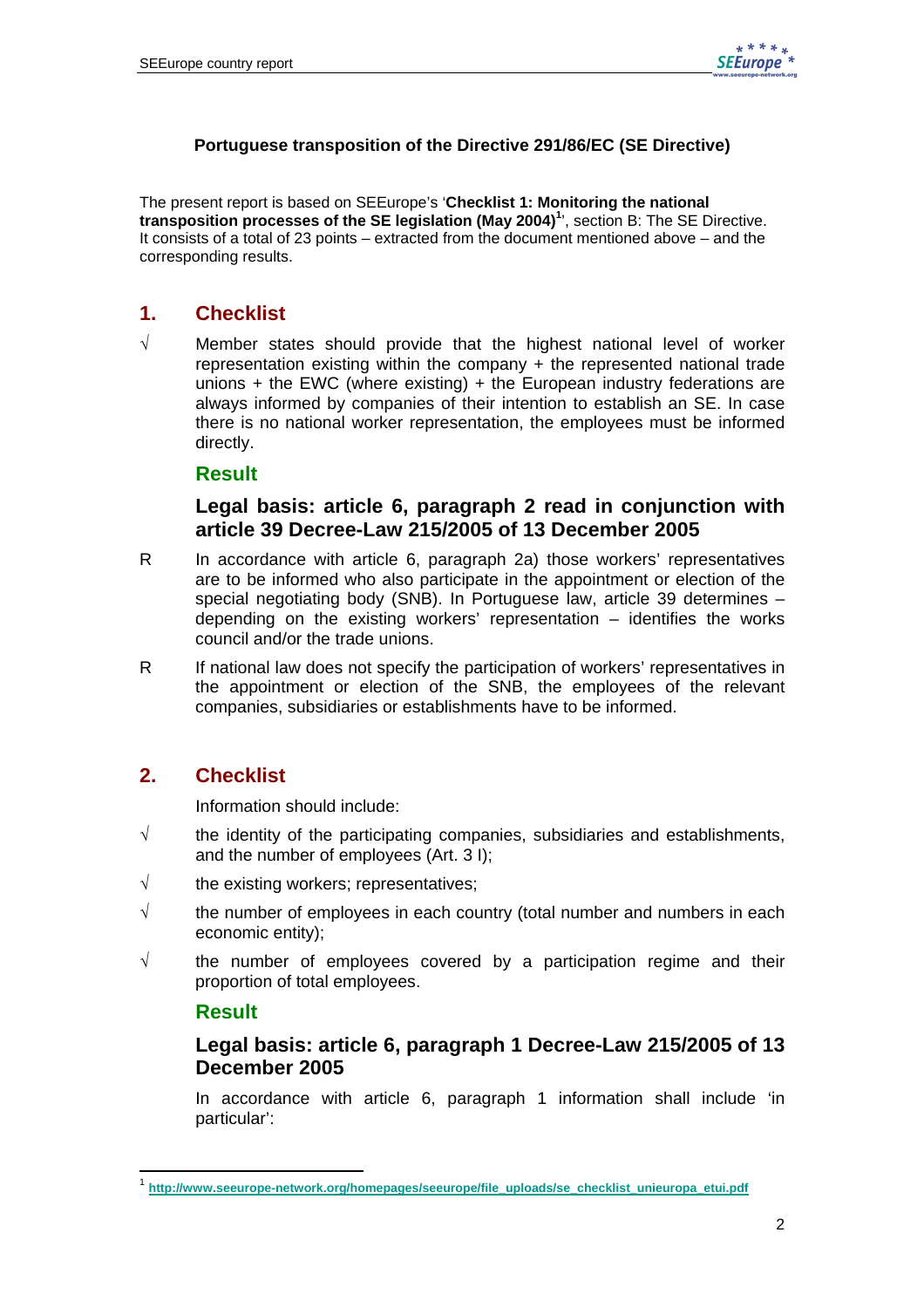**Portuguese transposition of the Directive 291/86/EC (SE Directive)**

The present report is based on SEEurope's '**Checklist 1: Monitoring the national transposition processes of the SE legislation (May 2004)**[1]', section B: The SE Directive. It consists of a total of 23 points – extracted from the document mentioned above – and the corresponding results.

## 1. Checklist

√ Member states should provide that the highest national level of worker representation existing within the company + the represented national trade unions + the EWC (where existing) + the European industry federations are always informed by companies of their intention to establish an SE. In case there is no national worker representation, the employees must be informed directly.

### Result

### Legal basis: article 6, paragraph 2 read in conjunction with article 39 Decree-Law 215/2005 of 13 December 2005

R In accordance with article 6, paragraph 2a) those workers' representatives are to be informed who also participate in the appointment or election of the special negotiating body (SNB). In Portuguese law, article 39 determines – depending on the existing workers' representation – identifies the works council and/or the trade unions.

R If national law does not specify the participation of workers' representatives in the appointment or election of the SNB, the employees of the relevant companies, subsidiaries or establishments have to be informed.

## 2. Checklist

Information should include:

√ the identity of the participating companies, subsidiaries and establishments, and the number of employees (Art. 3 I);

√ the existing workers; representatives;

√ the number of employees in each country (total number and numbers in each economic entity);

√ the number of employees covered by a participation regime and their proportion of total employees.

### Result

### Legal basis: article 6, paragraph 1 Decree-Law 215/2005 of 13 December 2005

In accordance with article 6, paragraph 1 information shall include 'in particular':

[1] http://www.seeurope-network.org/homepages/seeurope/file_uploads/se_checklist_unieuropa_etui.pdf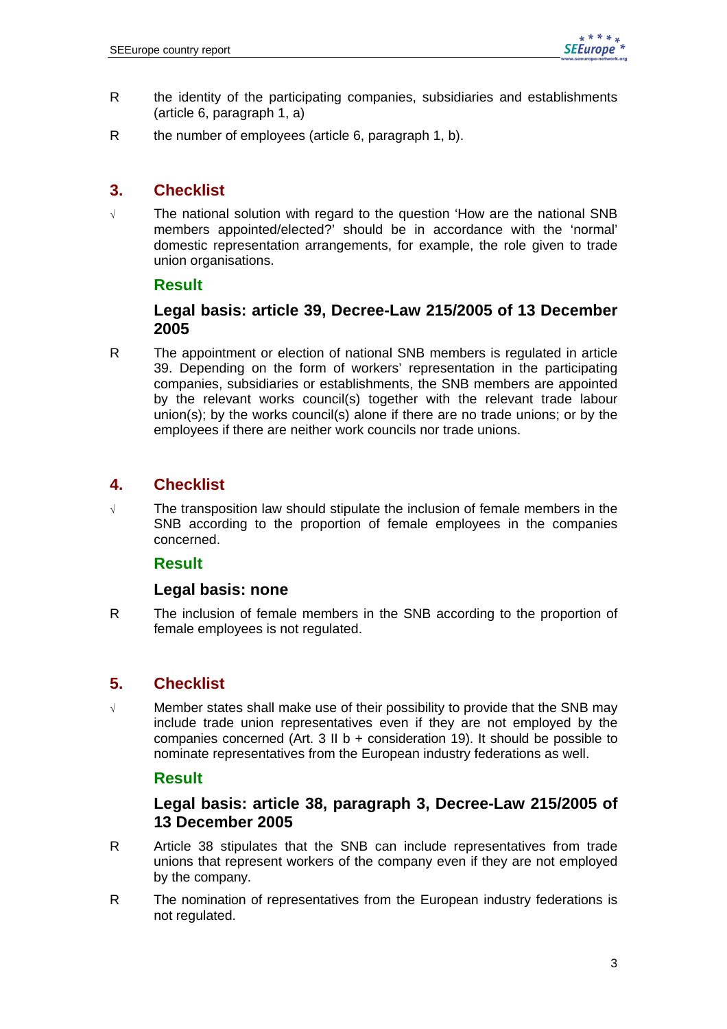R the identity of the participating companies, subsidiaries and establishments (article 6, paragraph 1, a)

R the number of employees (article 6, paragraph 1, b).

## 3. Checklist

√ The national solution with regard to the question 'How are the national SNB members appointed/elected?' should be in accordance with the 'normal' domestic representation arrangements, for example, the role given to trade union organisations.

### Result

#### Legal basis: article 39, Decree-Law 215/2005 of 13 December 2005

R The appointment or election of national SNB members is regulated in article 39. Depending on the form of workers' representation in the participating companies, subsidiaries or establishments, the SNB members are appointed by the relevant works council(s) together with the relevant trade labour union(s); by the works council(s) alone if there are no trade unions; or by the employees if there are neither work councils nor trade unions.

## 4. Checklist

√ The transposition law should stipulate the inclusion of female members in the SNB according to the proportion of female employees in the companies concerned.

### Result

#### Legal basis: none

R The inclusion of female members in the SNB according to the proportion of female employees is not regulated.

## 5. Checklist

√ Member states shall make use of their possibility to provide that the SNB may include trade union representatives even if they are not employed by the companies concerned (Art. 3 II b + consideration 19). It should be possible to nominate representatives from the European industry federations as well.

### Result

#### Legal basis: article 38, paragraph 3, Decree-Law 215/2005 of 13 December 2005

R Article 38 stipulates that the SNB can include representatives from trade unions that represent workers of the company even if they are not employed by the company.

R The nomination of representatives from the European industry federations is not regulated.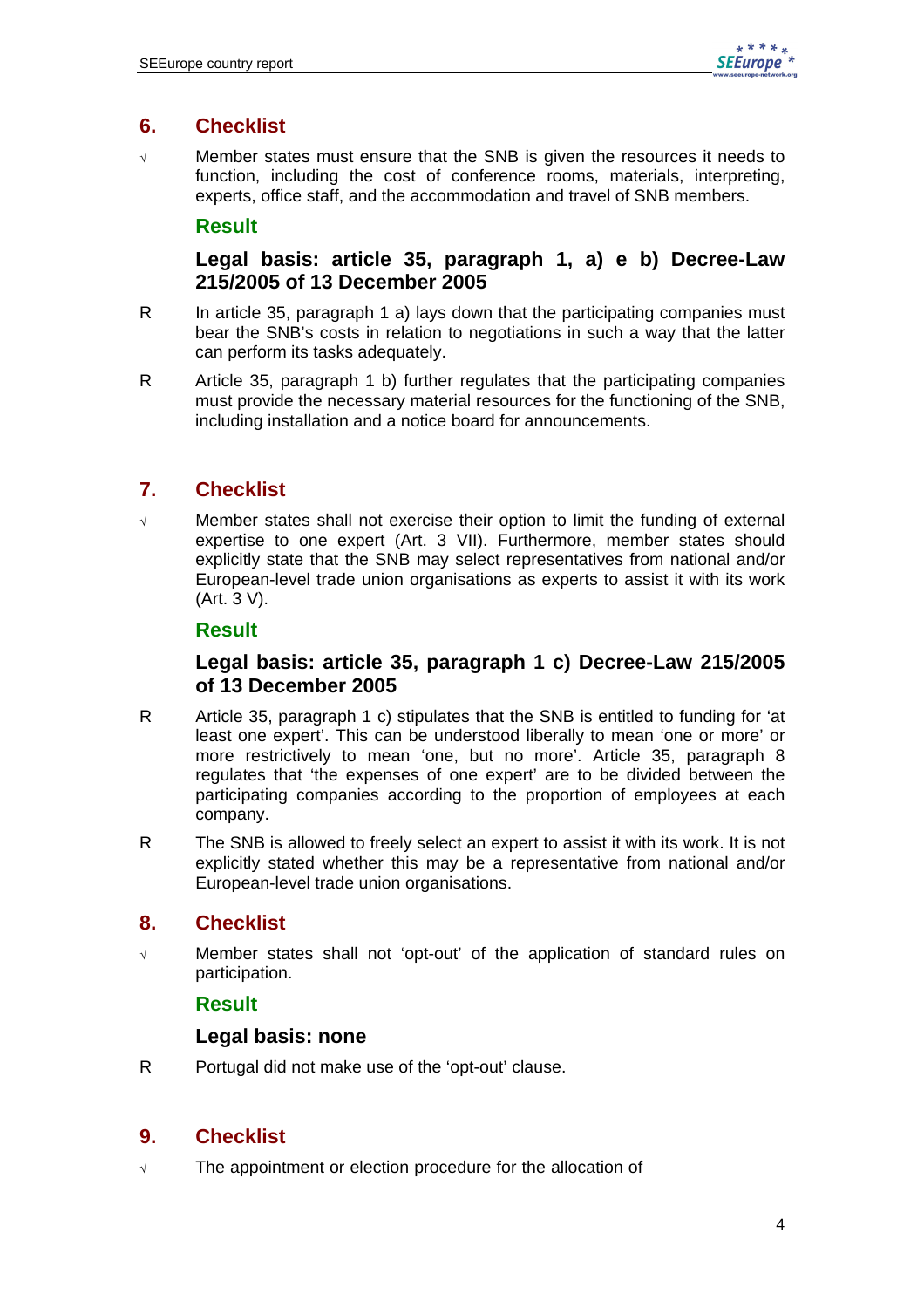## 6. Checklist

√ Member states must ensure that the SNB is given the resources it needs to function, including the cost of conference rooms, materials, interpreting, experts, office staff, and the accommodation and travel of SNB members.

### Result

#### Legal basis: article 35, paragraph 1, a) e b) Decree-Law 215/2005 of 13 December 2005

R In article 35, paragraph 1 a) lays down that the participating companies must bear the SNB's costs in relation to negotiations in such a way that the latter can perform its tasks adequately.

R Article 35, paragraph 1 b) further regulates that the participating companies must provide the necessary material resources for the functioning of the SNB, including installation and a notice board for announcements.

## 7. Checklist

√ Member states shall not exercise their option to limit the funding of external expertise to one expert (Art. 3 VII). Furthermore, member states should explicitly state that the SNB may select representatives from national and/or European-level trade union organisations as experts to assist it with its work (Art. 3 V).

### Result

#### Legal basis: article 35, paragraph 1 c) Decree-Law 215/2005 of 13 December 2005

R Article 35, paragraph 1 c) stipulates that the SNB is entitled to funding for 'at least one expert'. This can be understood liberally to mean 'one or more' or more restrictively to mean 'one, but no more'. Article 35, paragraph 8 regulates that 'the expenses of one expert' are to be divided between the participating companies according to the proportion of employees at each company.

R The SNB is allowed to freely select an expert to assist it with its work. It is not explicitly stated whether this may be a representative from national and/or European-level trade union organisations.

## 8. Checklist

√ Member states shall not 'opt-out' of the application of standard rules on participation.

### Result

#### Legal basis: none

R Portugal did not make use of the 'opt-out' clause.

## 9. Checklist

√ The appointment or election procedure for the allocation of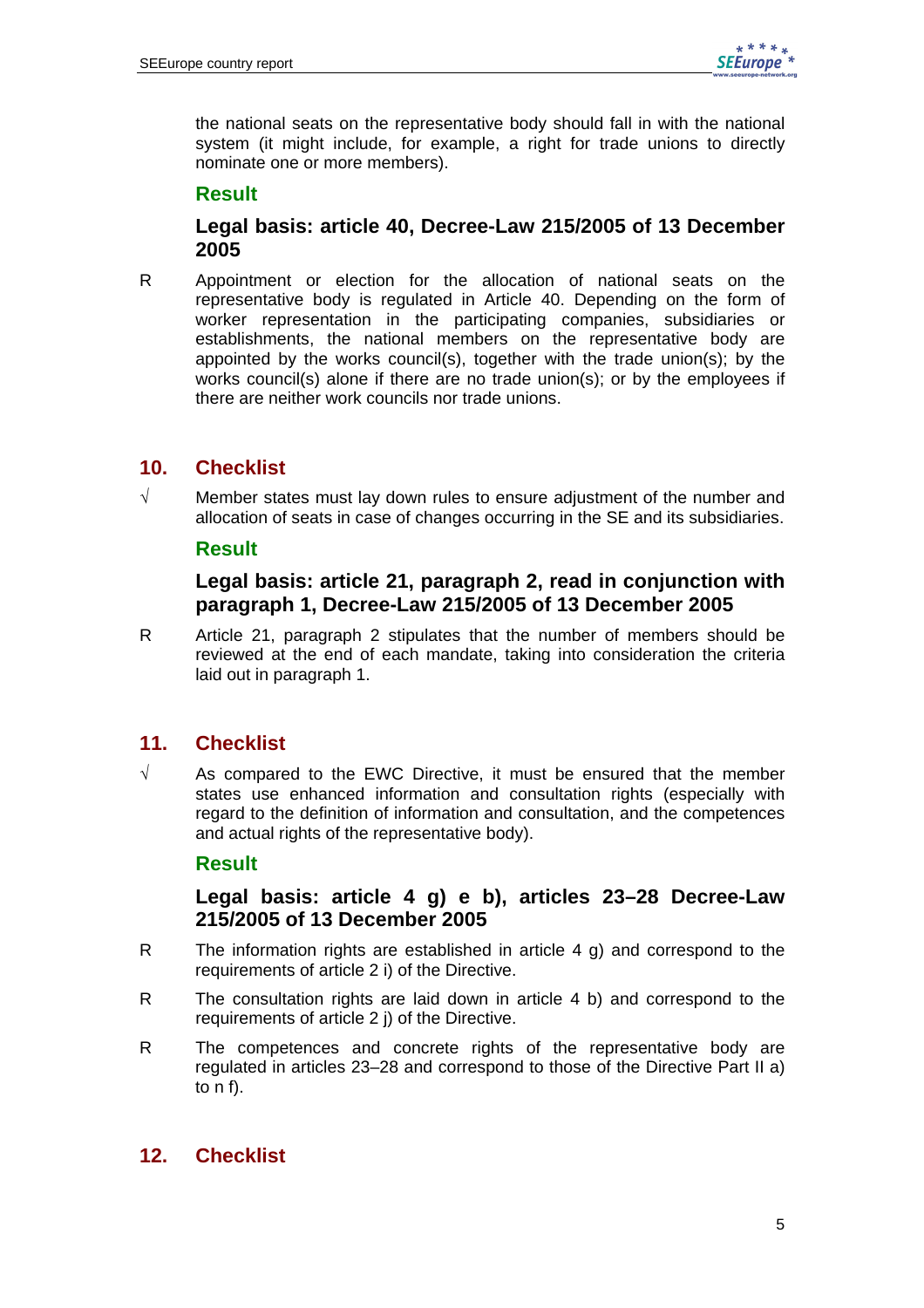the national seats on the representative body should fall in with the national system (it might include, for example, a right for trade unions to directly nominate one or more members).

### Result

#### Legal basis: article 40, Decree-Law 215/2005 of 13 December 2005

R Appointment or election for the allocation of national seats on the representative body is regulated in Article 40. Depending on the form of worker representation in the participating companies, subsidiaries or establishments, the national members on the representative body are appointed by the works council(s), together with the trade union(s); by the works council(s) alone if there are no trade union(s); or by the employees if there are neither work councils nor trade unions.

## 10. Checklist

√ Member states must lay down rules to ensure adjustment of the number and allocation of seats in case of changes occurring in the SE and its subsidiaries.

### Result

#### Legal basis: article 21, paragraph 2, read in conjunction with paragraph 1, Decree-Law 215/2005 of 13 December 2005

R Article 21, paragraph 2 stipulates that the number of members should be reviewed at the end of each mandate, taking into consideration the criteria laid out in paragraph 1.

## 11. Checklist

√ As compared to the EWC Directive, it must be ensured that the member states use enhanced information and consultation rights (especially with regard to the definition of information and consultation, and the competences and actual rights of the representative body).

### Result

#### Legal basis: article 4 g) e b), articles 23–28 Decree-Law 215/2005 of 13 December 2005

R The information rights are established in article 4 g) and correspond to the requirements of article 2 i) of the Directive.

R The consultation rights are laid down in article 4 b) and correspond to the requirements of article 2 j) of the Directive.

R The competences and concrete rights of the representative body are regulated in articles 23–28 and correspond to those of the Directive Part II a) to n f).

## 12. Checklist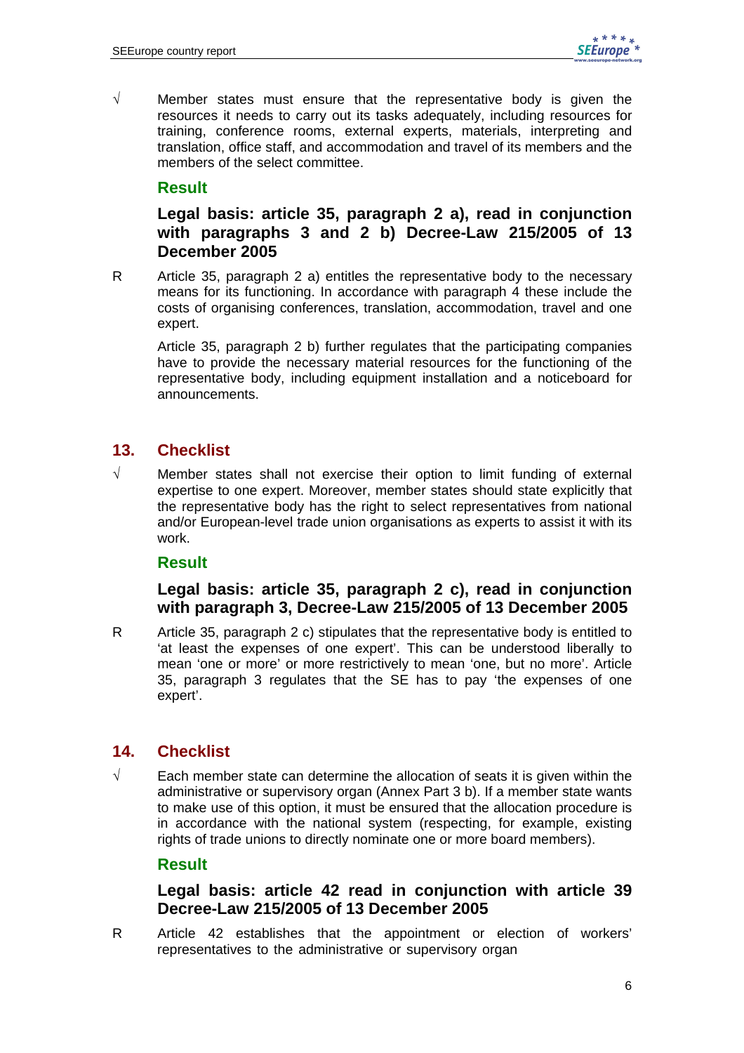√ Member states must ensure that the representative body is given the resources it needs to carry out its tasks adequately, including resources for training, conference rooms, external experts, materials, interpreting and translation, office staff, and accommodation and travel of its members and the members of the select committee.

### Result

**Legal basis: article 35, paragraph 2 a), read in conjunction with paragraphs 3 and 2 b) Decree-Law 215/2005 of 13 December 2005**

R Article 35, paragraph 2 a) entitles the representative body to the necessary means for its functioning. In accordance with paragraph 4 these include the costs of organising conferences, translation, accommodation, travel and one expert.

Article 35, paragraph 2 b) further regulates that the participating companies have to provide the necessary material resources for the functioning of the representative body, including equipment installation and a noticeboard for announcements.

## 13. Checklist

√ Member states shall not exercise their option to limit funding of external expertise to one expert. Moreover, member states should state explicitly that the representative body has the right to select representatives from national and/or European-level trade union organisations as experts to assist it with its work.

### Result

**Legal basis: article 35, paragraph 2 c), read in conjunction with paragraph 3, Decree-Law 215/2005 of 13 December 2005**

R Article 35, paragraph 2 c) stipulates that the representative body is entitled to 'at least the expenses of one expert'. This can be understood liberally to mean 'one or more' or more restrictively to mean 'one, but no more'. Article 35, paragraph 3 regulates that the SE has to pay 'the expenses of one expert'.

## 14. Checklist

√ Each member state can determine the allocation of seats it is given within the administrative or supervisory organ (Annex Part 3 b). If a member state wants to make use of this option, it must be ensured that the allocation procedure is in accordance with the national system (respecting, for example, existing rights of trade unions to directly nominate one or more board members).

### Result

**Legal basis: article 42 read in conjunction with article 39 Decree-Law 215/2005 of 13 December 2005**

R Article 42 establishes that the appointment or election of workers' representatives to the administrative or supervisory organ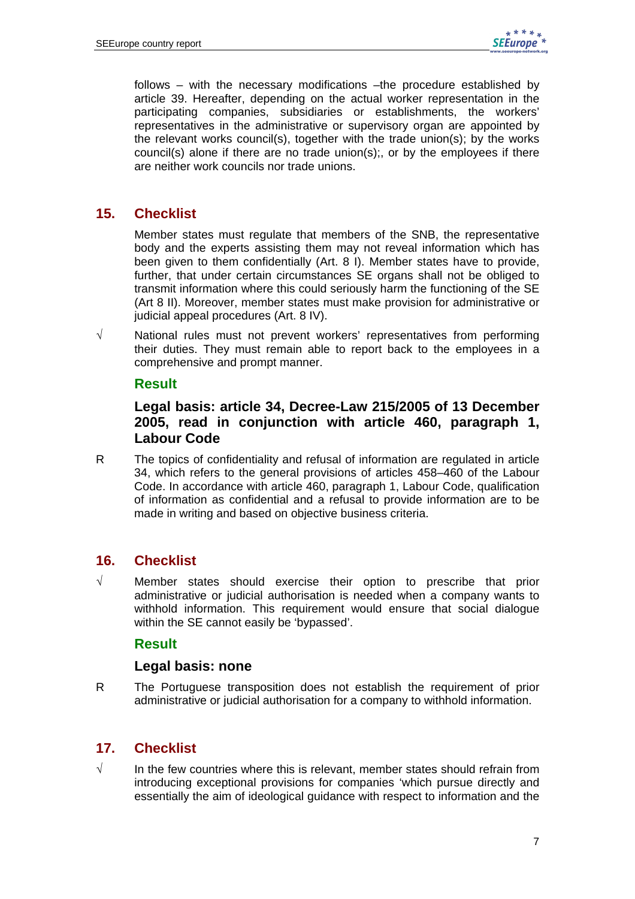follows – with the necessary modifications –the procedure established by article 39. Hereafter, depending on the actual worker representation in the participating companies, subsidiaries or establishments, the workers' representatives in the administrative or supervisory organ are appointed by the relevant works council(s), together with the trade union(s); by the works council(s) alone if there are no trade union(s);, or by the employees if there are neither work councils nor trade unions.

## 15. Checklist

Member states must regulate that members of the SNB, the representative body and the experts assisting them may not reveal information which has been given to them confidentially (Art. 8 I). Member states have to provide, further, that under certain circumstances SE organs shall not be obliged to transmit information where this could seriously harm the functioning of the SE (Art 8 II). Moreover, member states must make provision for administrative or judicial appeal procedures (Art. 8 IV).

√ National rules must not prevent workers' representatives from performing their duties. They must remain able to report back to the employees in a comprehensive and prompt manner.

### Result

#### Legal basis: article 34, Decree-Law 215/2005 of 13 December 2005, read in conjunction with article 460, paragraph 1, Labour Code

R The topics of confidentiality and refusal of information are regulated in article 34, which refers to the general provisions of articles 458–460 of the Labour Code. In accordance with article 460, paragraph 1, Labour Code, qualification of information as confidential and a refusal to provide information are to be made in writing and based on objective business criteria.

## 16. Checklist

√ Member states should exercise their option to prescribe that prior administrative or judicial authorisation is needed when a company wants to withhold information. This requirement would ensure that social dialogue within the SE cannot easily be 'bypassed'.

### Result

#### Legal basis: none

R The Portuguese transposition does not establish the requirement of prior administrative or judicial authorisation for a company to withhold information.

## 17. Checklist

√ In the few countries where this is relevant, member states should refrain from introducing exceptional provisions for companies 'which pursue directly and essentially the aim of ideological guidance with respect to information and the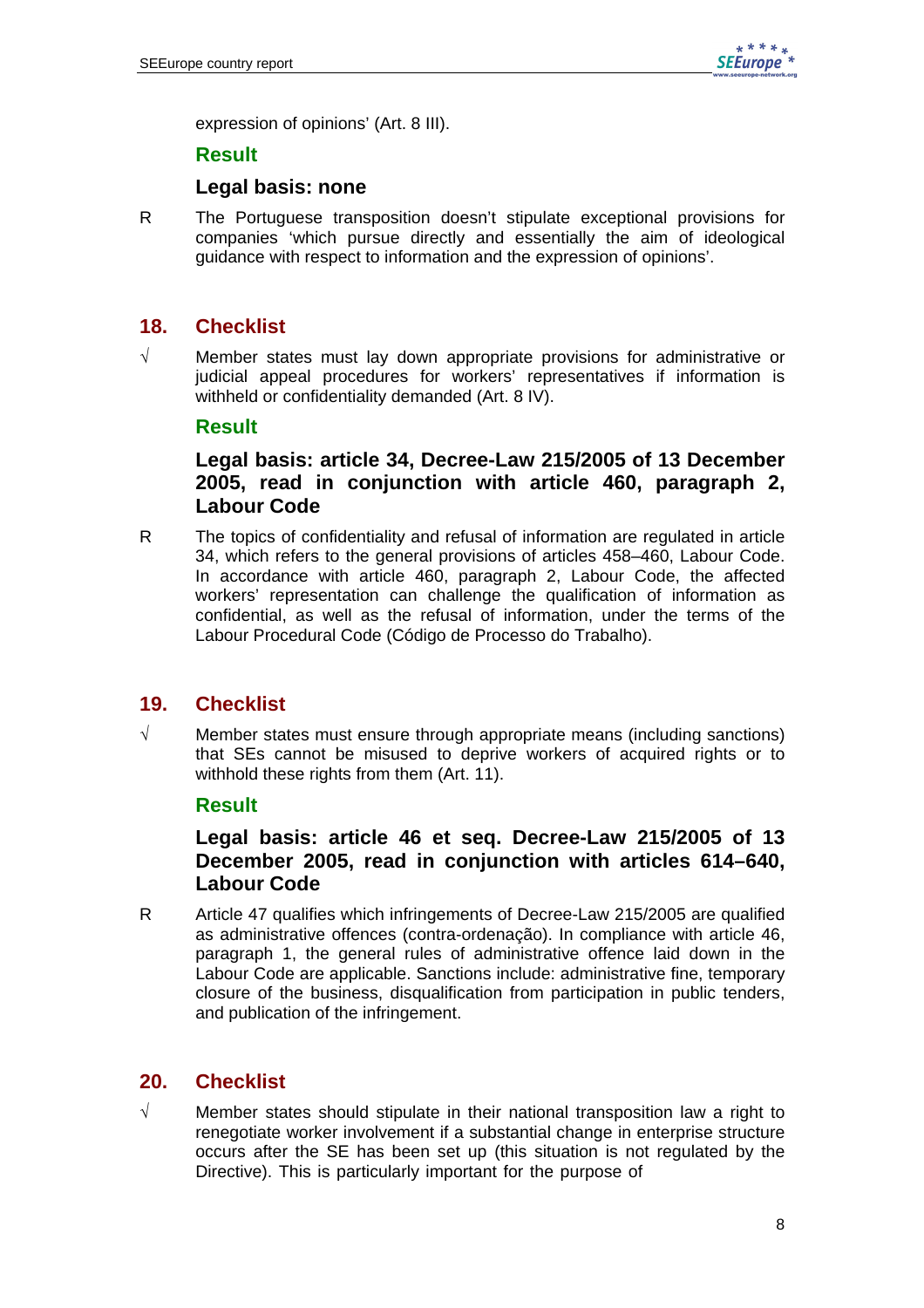expression of opinions' (Art. 8 III).

### Result

### Legal basis: none

R The Portuguese transposition doesn't stipulate exceptional provisions for companies 'which pursue directly and essentially the aim of ideological guidance with respect to information and the expression of opinions'.

## 18. Checklist

√ Member states must lay down appropriate provisions for administrative or judicial appeal procedures for workers' representatives if information is withheld or confidentiality demanded (Art. 8 IV).

### Result

### Legal basis: article 34, Decree-Law 215/2005 of 13 December 2005, read in conjunction with article 460, paragraph 2, Labour Code

R The topics of confidentiality and refusal of information are regulated in article 34, which refers to the general provisions of articles 458–460, Labour Code. In accordance with article 460, paragraph 2, Labour Code, the affected workers' representation can challenge the qualification of information as confidential, as well as the refusal of information, under the terms of the Labour Procedural Code (Código de Processo do Trabalho).

## 19. Checklist

√ Member states must ensure through appropriate means (including sanctions) that SEs cannot be misused to deprive workers of acquired rights or to withhold these rights from them (Art. 11).

### Result

### Legal basis: article 46 et seq. Decree-Law 215/2005 of 13 December 2005, read in conjunction with articles 614–640, Labour Code

R Article 47 qualifies which infringements of Decree-Law 215/2005 are qualified as administrative offences (contra-ordenação). In compliance with article 46, paragraph 1, the general rules of administrative offence laid down in the Labour Code are applicable. Sanctions include: administrative fine, temporary closure of the business, disqualification from participation in public tenders, and publication of the infringement.

## 20. Checklist

√ Member states should stipulate in their national transposition law a right to renegotiate worker involvement if a substantial change in enterprise structure occurs after the SE has been set up (this situation is not regulated by the Directive). This is particularly important for the purpose of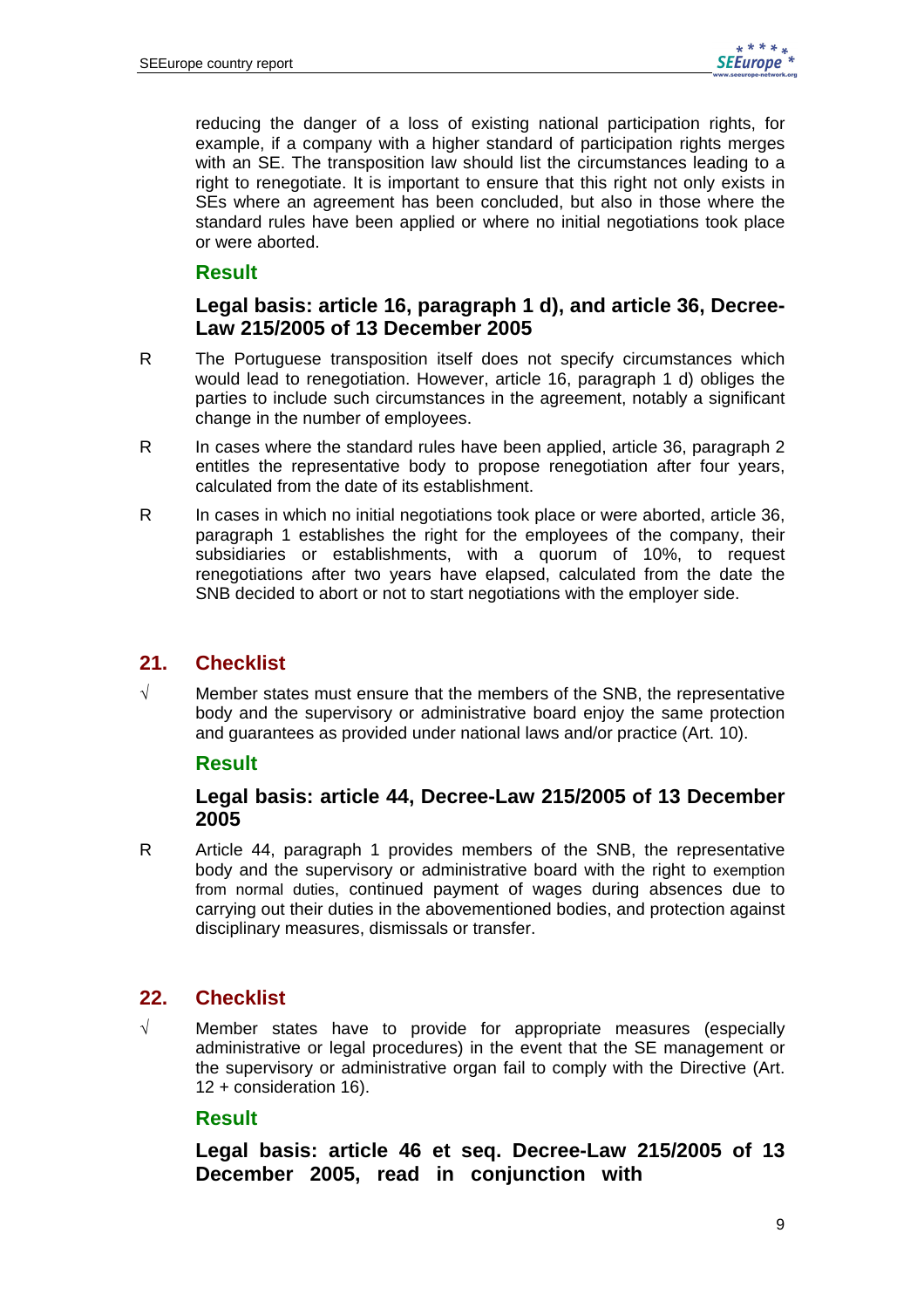reducing the danger of a loss of existing national participation rights, for example, if a company with a higher standard of participation rights merges with an SE. The transposition law should list the circumstances leading to a right to renegotiate. It is important to ensure that this right not only exists in SEs where an agreement has been concluded, but also in those where the standard rules have been applied or where no initial negotiations took place or were aborted.

### Result

#### Legal basis: article 16, paragraph 1 d), and article 36, Decree-Law 215/2005 of 13 December 2005

R The Portuguese transposition itself does not specify circumstances which would lead to renegotiation. However, article 16, paragraph 1 d) obliges the parties to include such circumstances in the agreement, notably a significant change in the number of employees.

R In cases where the standard rules have been applied, article 36, paragraph 2 entitles the representative body to propose renegotiation after four years, calculated from the date of its establishment.

R In cases in which no initial negotiations took place or were aborted, article 36, paragraph 1 establishes the right for the employees of the company, their subsidiaries or establishments, with a quorum of 10%, to request renegotiations after two years have elapsed, calculated from the date the SNB decided to abort or not to start negotiations with the employer side.

## 21. Checklist

√ Member states must ensure that the members of the SNB, the representative body and the supervisory or administrative board enjoy the same protection and guarantees as provided under national laws and/or practice (Art. 10).

### Result

#### Legal basis: article 44, Decree-Law 215/2005 of 13 December 2005

R Article 44, paragraph 1 provides members of the SNB, the representative body and the supervisory or administrative board with the right to exemption from normal duties, continued payment of wages during absences due to carrying out their duties in the abovementioned bodies, and protection against disciplinary measures, dismissals or transfer.

## 22. Checklist

√ Member states have to provide for appropriate measures (especially administrative or legal procedures) in the event that the SE management or the supervisory or administrative organ fail to comply with the Directive (Art. 12 + consideration 16).

### Result

#### Legal basis: article 46 et seq. Decree-Law 215/2005 of 13 December 2005, read in conjunction with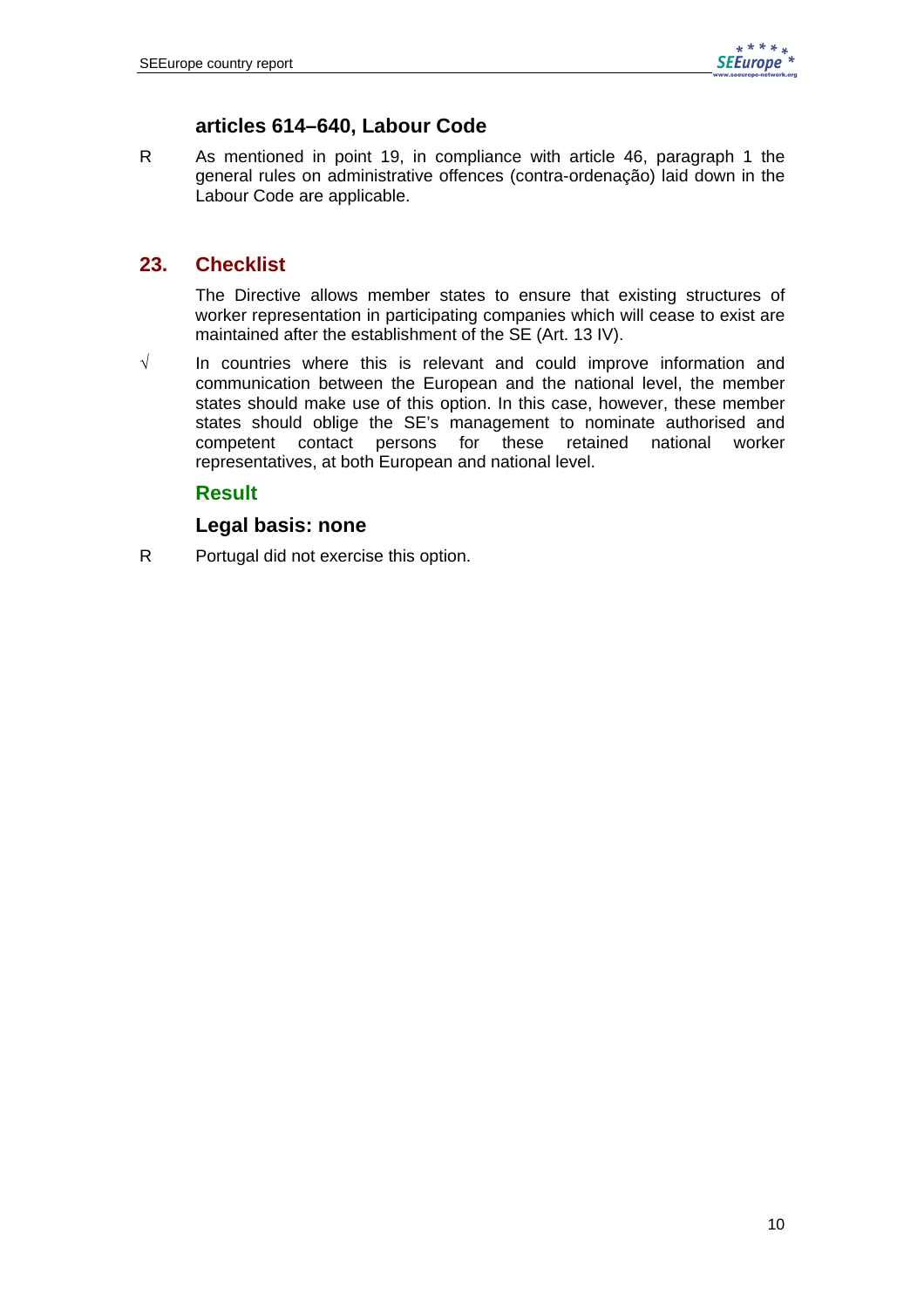### articles 614–640, Labour Code

R As mentioned in point 19, in compliance with article 46, paragraph 1 the general rules on administrative offences (contra-ordenação) laid down in the Labour Code are applicable.

## 23. Checklist

The Directive allows member states to ensure that existing structures of worker representation in participating companies which will cease to exist are maintained after the establishment of the SE (Art. 13 IV).

√ In countries where this is relevant and could improve information and communication between the European and the national level, the member states should make use of this option. In this case, however, these member states should oblige the SE's management to nominate authorised and competent contact persons for these retained national worker representatives, at both European and national level.

### Result

### Legal basis: none

R Portugal did not exercise this option.